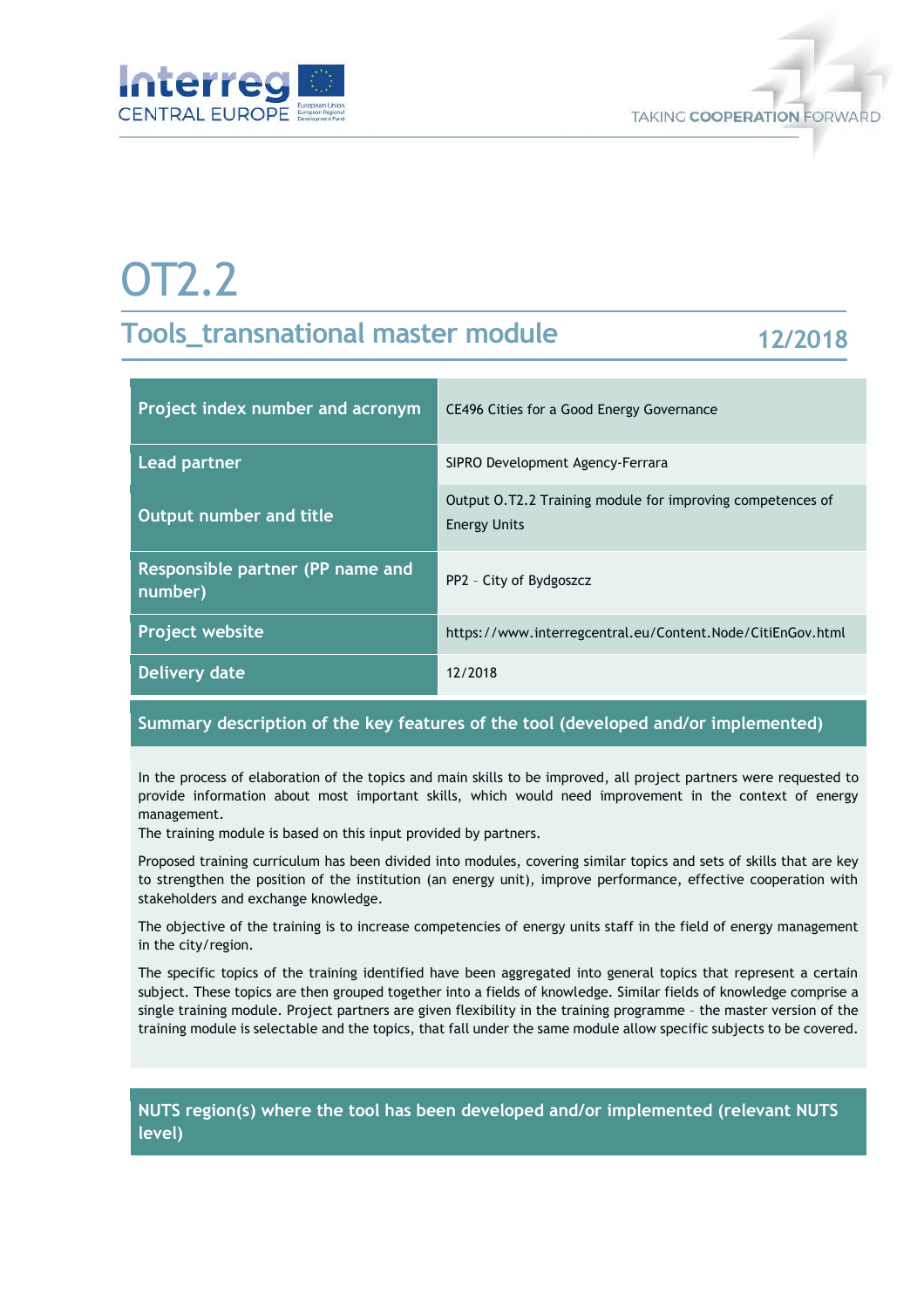# OT2.2

## Tools_transnational master module

12/2018

| Project index number and acronym | CE496 Cities for a Good Energy Governance |
|---|---|
| Lead partner | SIPRO Development Agency-Ferrara |
| Output number and title | Output O.T2.2 Training module for improving competences of Energy Units |
| Responsible partner (PP name and number) | PP2 – City of Bydgoszcz |
| Project website | https://www.interregcentral.eu/Content.Node/CitiEnGov.html |
| Delivery date | 12/2018 |

### Summary description of the key features of the tool (developed and/or implemented)

In the process of elaboration of the topics and main skills to be improved, all project partners were requested to provide information about most important skills, which would need improvement in the context of energy management.
The training module is based on this input provided by partners.

Proposed training curriculum has been divided into modules, covering similar topics and sets of skills that are key to strengthen the position of the institution (an energy unit), improve performance, effective cooperation with stakeholders and exchange knowledge.

The objective of the training is to increase competencies of energy units staff in the field of energy management in the city/region.

The specific topics of the training identified have been aggregated into general topics that represent a certain subject. These topics are then grouped together into a fields of knowledge. Similar fields of knowledge comprise a single training module. Project partners are given flexibility in the training programme – the master version of the training module is selectable and the topics, that fall under the same module allow specific subjects to be covered.

### NUTS region(s) where the tool has been developed and/or implemented (relevant NUTS level)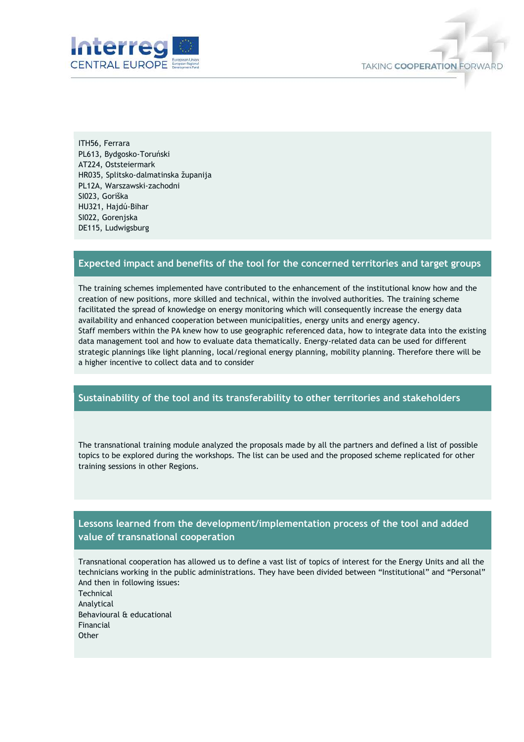ITH56, Ferrara
PL613, Bydgosko-Toruński
AT224, Oststeiermark
HR035, Splitsko-dalmatinska županija
PL12A, Warszawski-zachodni
SI023, Goriška
HU321, Hajdú-Bihar
SI022, Gorenjska
DE115, Ludwigsburg

## Expected impact and benefits of the tool for the concerned territories and target groups

The training schemes implemented have contributed to the enhancement of the institutional know how and the creation of new positions, more skilled and technical, within the involved authorities. The training scheme facilitated the spread of knowledge on energy monitoring which will consequently increase the energy data availability and enhanced cooperation between municipalities, energy units and energy agency.
Staff members within the PA knew how to use geographic referenced data, how to integrate data into the existing data management tool and how to evaluate data thematically. Energy-related data can be used for different strategic plannings like light planning, local/regional energy planning, mobility planning. Therefore there will be a higher incentive to collect data and to consider

## Sustainability of the tool and its transferability to other territories and stakeholders

The transnational training module analyzed the proposals made by all the partners and defined a list of possible topics to be explored during the workshops. The list can be used and the proposed scheme replicated for other training sessions in other Regions.

## Lessons learned from the development/implementation process of the tool and added value of transnational cooperation

Transnational cooperation has allowed us to define a vast list of topics of interest for the Energy Units and all the technicians working in the public administrations. They have been divided between “Institutional” and “Personal”
And then in following issues:
Technical
Analytical
Behavioural & educational
Financial
Other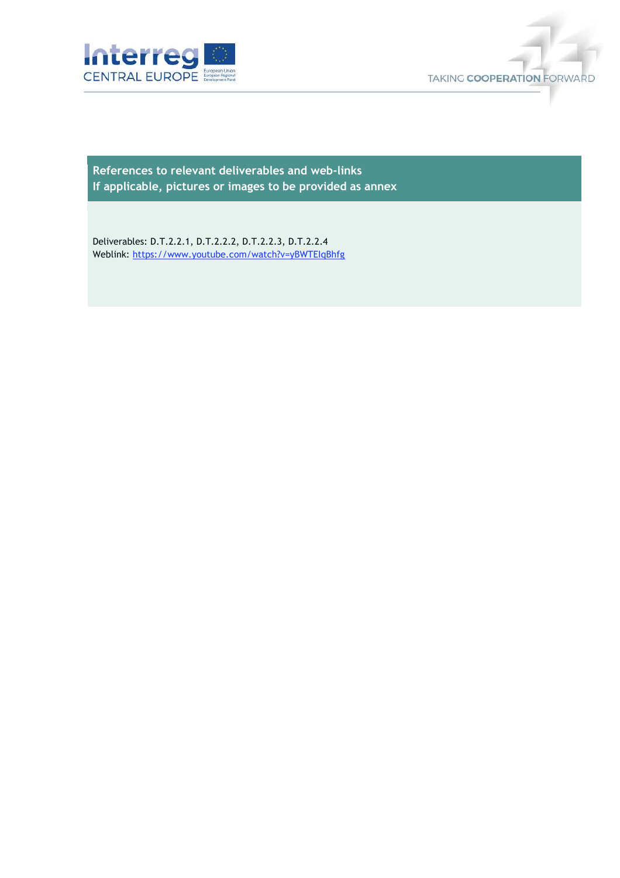| References to relevant deliverables and web-links<br>If applicable, pictures or images to be provided as annex |
| --- |
| Deliverables: D.T.2.2.1, D.T.2.2.2, D.T.2.2.3, D.T.2.2.4<br>Weblink: https://www.youtube.com/watch?v=yBWTEIqBhfg |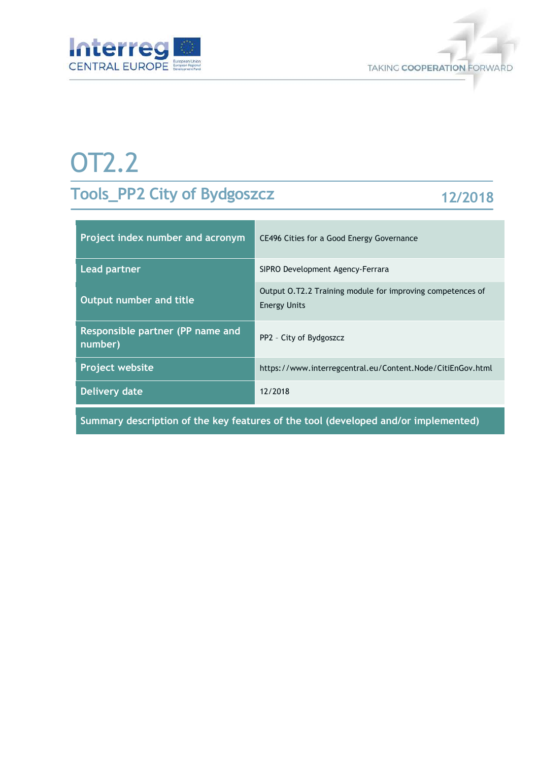# OT2.2

## Tools_PP2 City of Bydgoszcz

12/2018

| Project index number and acronym | CE496 Cities for a Good Energy Governance |
|---|---|
| Lead partner | SIPRO Development Agency-Ferrara |
| Output number and title | Output O.T2.2 Training module for improving competences of Energy Units |
| Responsible partner (PP name and number) | PP2 – City of Bydgoszcz |
| Project website | https://www.interregcentral.eu/Content.Node/CitiEnGov.html |
| Delivery date | 12/2018 |

**Summary description of the key features of the tool (developed and/or implemented)**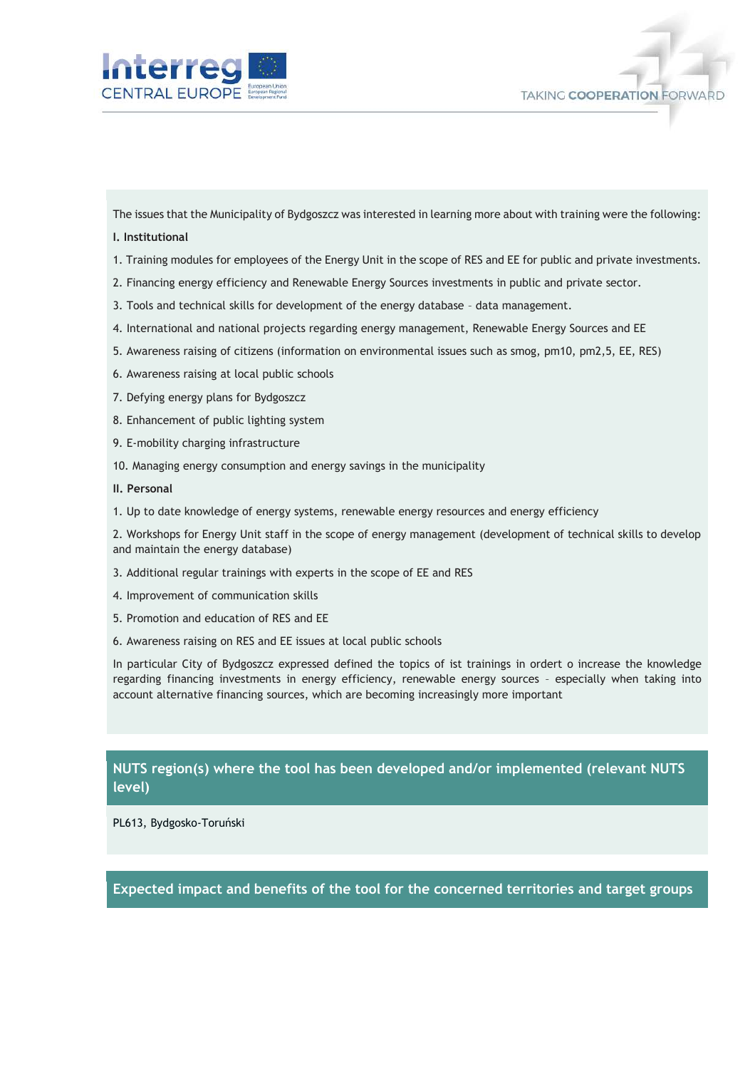The issues that the Municipality of Bydgoszcz was interested in learning more about with training were the following:

**I. Institutional**

1. Training modules for employees of the Energy Unit in the scope of RES and EE for public and private investments.
2. Financing energy efficiency and Renewable Energy Sources investments in public and private sector.
3. Tools and technical skills for development of the energy database – data management.
4. International and national projects regarding energy management, Renewable Energy Sources and EE
5. Awareness raising of citizens (information on environmental issues such as smog, pm10, pm2,5, EE, RES)
6. Awareness raising at local public schools
7. Defying energy plans for Bydgoszcz
8. Enhancement of public lighting system
9. E-mobility charging infrastructure
10. Managing energy consumption and energy savings in the municipality

**II. Personal**

1. Up to date knowledge of energy systems, renewable energy resources and energy efficiency
2. Workshops for Energy Unit staff in the scope of energy management (development of technical skills to develop and maintain the energy database)
3. Additional regular trainings with experts in the scope of EE and RES
4. Improvement of communication skills
5. Promotion and education of RES and EE
6. Awareness raising on RES and EE issues at local public schools

In particular City of Bydgoszcz expressed defined the topics of ist trainings in ordert o increase the knowledge regarding financing investments in energy efficiency, renewable energy sources – especially when taking into account alternative financing sources, which are becoming increasingly more important

## NUTS region(s) where the tool has been developed and/or implemented (relevant NUTS level)

PL613, Bydgosko-Toruński

## Expected impact and benefits of the tool for the concerned territories and target groups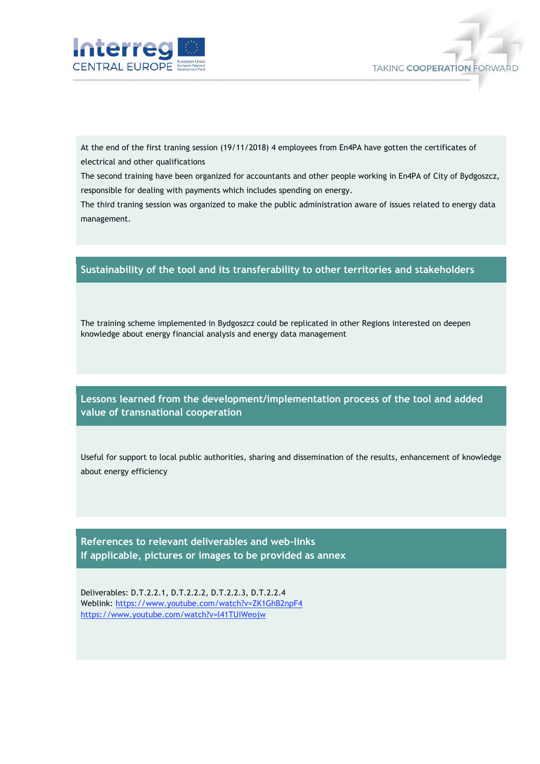At the end of the first traning session (19/11/2018) 4 employees from En4PA have gotten the certificates of electrical and other qualifications

The second training have been organized for accountants and other people working in En4PA of City of Bydgoszcz, responsible for dealing with payments which includes spending on energy.

The third traning session was organized to make the public administration aware of issues related to energy data management.

## Sustainability of the tool and its transferability to other territories and stakeholders

The training scheme implemented in Bydgoszcz could be replicated in other Regions interested on deepen knowledge about energy financial analysis and energy data management

## Lessons learned from the development/implementation process of the tool and added value of transnational cooperation

Useful for support to local public authorities, sharing and dissemination of the results, enhancement of knowledge about energy efficiency

## References to relevant deliverables and web-links
## If applicable, pictures or images to be provided as annex

Deliverables: D.T.2.2.1, D.T.2.2.2, D.T.2.2.3, D.T.2.2.4
Weblink: https://www.youtube.com/watch?v=ZK1GhB2npF4
https://www.youtube.com/watch?v=l41TUiWeojw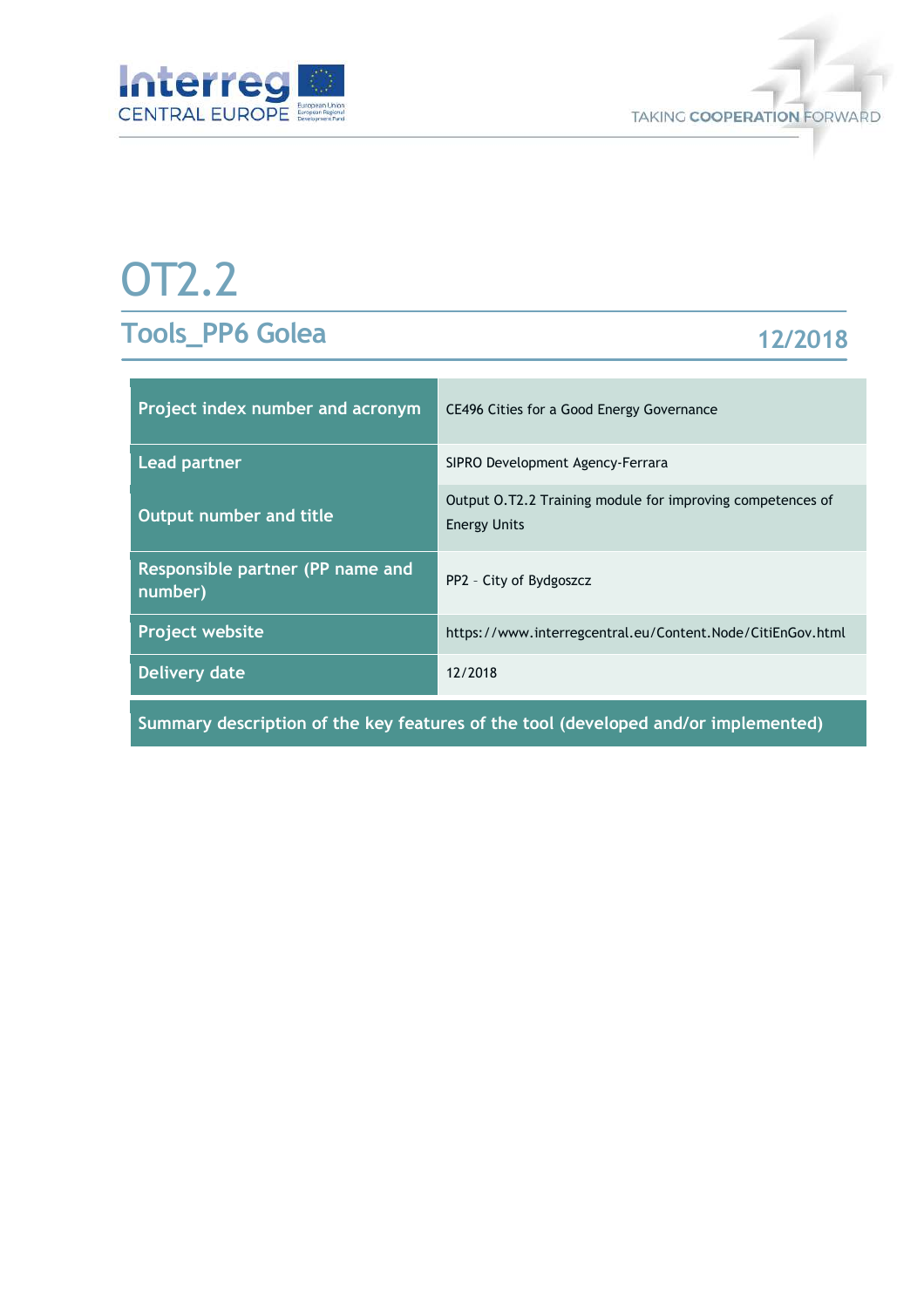# OT2.2

## Tools_PP6 Golea

12/2018

| Project index number and acronym | CE496 Cities for a Good Energy Governance |
|---|---|
| Lead partner | SIPRO Development Agency-Ferrara |
| Output number and title | Output O.T2.2 Training module for improving competences of Energy Units |
| Responsible partner (PP name and number) | PP2 – City of Bydgoszcz |
| Project website | https://www.interregcentral.eu/Content.Node/CitiEnGov.html |
| Delivery date | 12/2018 |

**Summary description of the key features of the tool (developed and/or implemented)**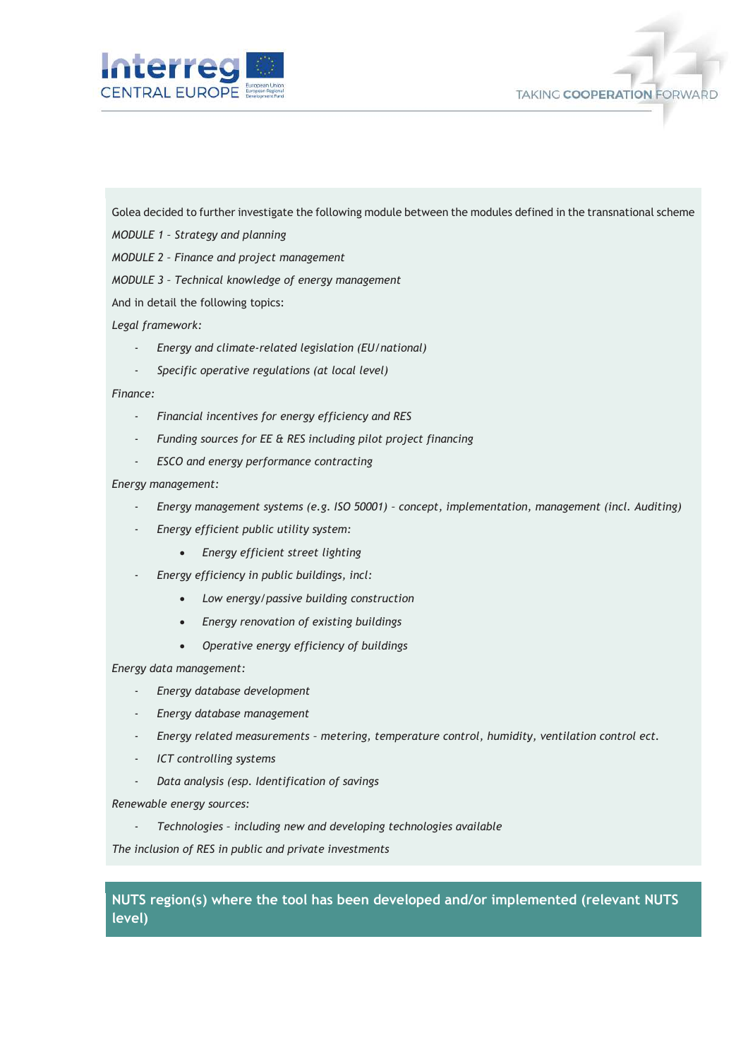Golea decided to further investigate the following module between the modules defined in the transnational scheme

*MODULE 1 – Strategy and planning*

*MODULE 2 – Finance and project management*

*MODULE 3 – Technical knowledge of energy management*

And in detail the following topics:

*Legal framework:*

- *Energy and climate-related legislation (EU/national)*
- *Specific operative regulations (at local level)*

*Finance:*

- *Financial incentives for energy efficiency and RES*
- *Funding sources for EE & RES including pilot project financing*
- *ESCO and energy performance contracting*

*Energy management:*

- *Energy management systems (e.g. ISO 50001) – concept, implementation, management (incl. Auditing)*
- *Energy efficient public utility system:*
    - *Energy efficient street lighting*
- *Energy efficiency in public buildings, incl:*
    - *Low energy/passive building construction*
    - *Energy renovation of existing buildings*
    - *Operative energy efficiency of buildings*

*Energy data management:*

- *Energy database development*
- *Energy database management*
- *Energy related measurements – metering, temperature control, humidity, ventilation control ect.*
- *ICT controlling systems*
- *Data analysis (esp. Identification of savings*

*Renewable energy sources:*

- *Technologies – including new and developing technologies available*

*The inclusion of RES in public and private investments*

## NUTS region(s) where the tool has been developed and/or implemented (relevant NUTS level)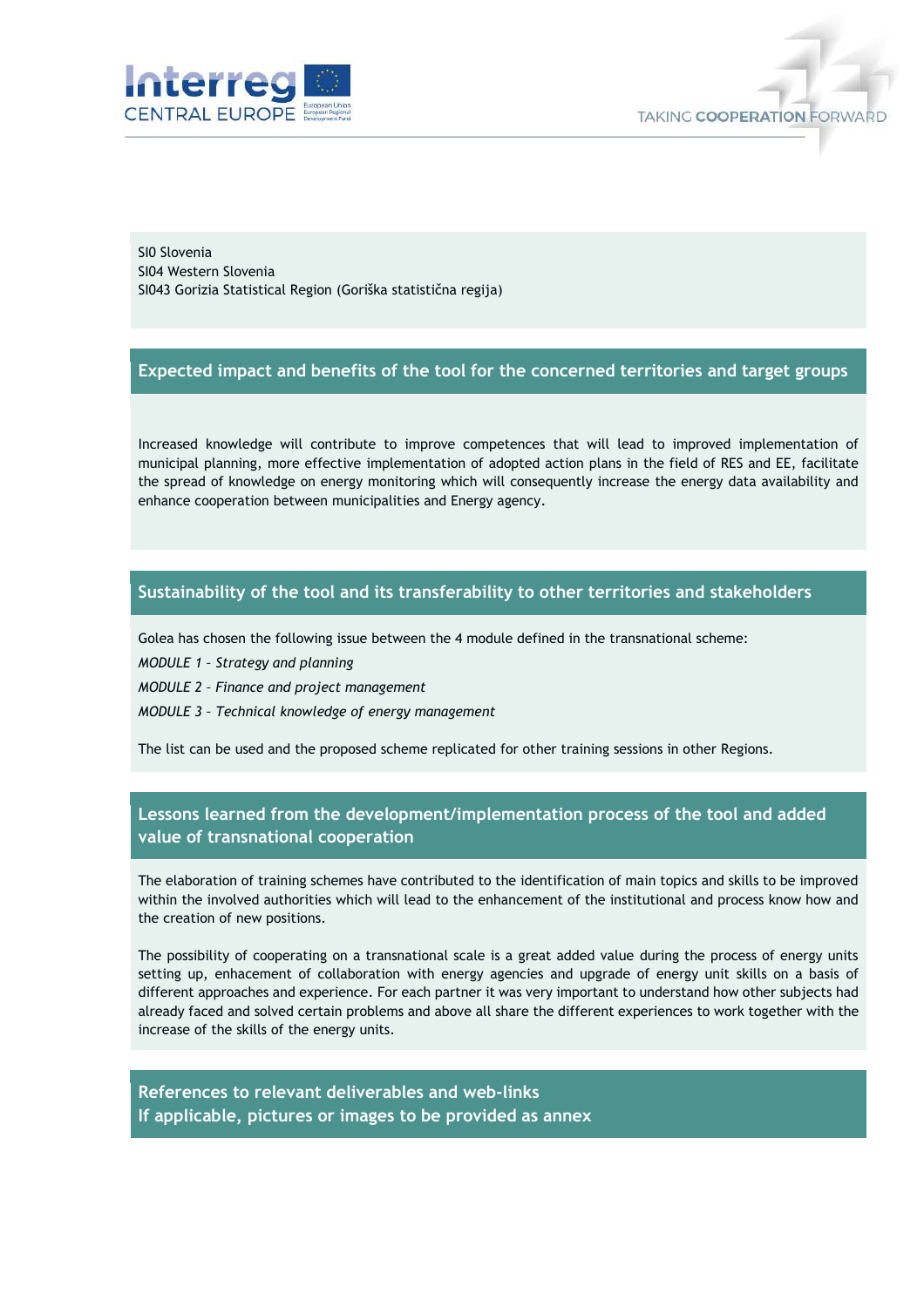SI0 Slovenia
SI04 Western Slovenia
SI043 Gorizia Statistical Region (Goriška statistična regija)

## Expected impact and benefits of the tool for the concerned territories and target groups

Increased knowledge will contribute to improve competences that will lead to improved implementation of municipal planning, more effective implementation of adopted action plans in the field of RES and EE, facilitate the spread of knowledge on energy monitoring which will consequently increase the energy data availability and enhance cooperation between municipalities and Energy agency.

## Sustainability of the tool and its transferability to other territories and stakeholders

Golea has chosen the following issue between the 4 module defined in the transnational scheme:

*MODULE 1 – Strategy and planning*

*MODULE 2 – Finance and project management*

*MODULE 3 – Technical knowledge of energy management*

The list can be used and the proposed scheme replicated for other training sessions in other Regions.

## Lessons learned from the development/implementation process of the tool and added value of transnational cooperation

The elaboration of training schemes have contributed to the identification of main topics and skills to be improved within the involved authorities which will lead to the enhancement of the institutional and process know how and the creation of new positions.

The possibility of cooperating on a transnational scale is a great added value during the process of energy units setting up, enhacement of collaboration with energy agencies and upgrade of energy unit skills on a basis of different approaches and experience. For each partner it was very important to understand how other subjects had already faced and solved certain problems and above all share the different experiences to work together with the increase of the skills of the energy units.

## References to relevant deliverables and web-links
## If applicable, pictures or images to be provided as annex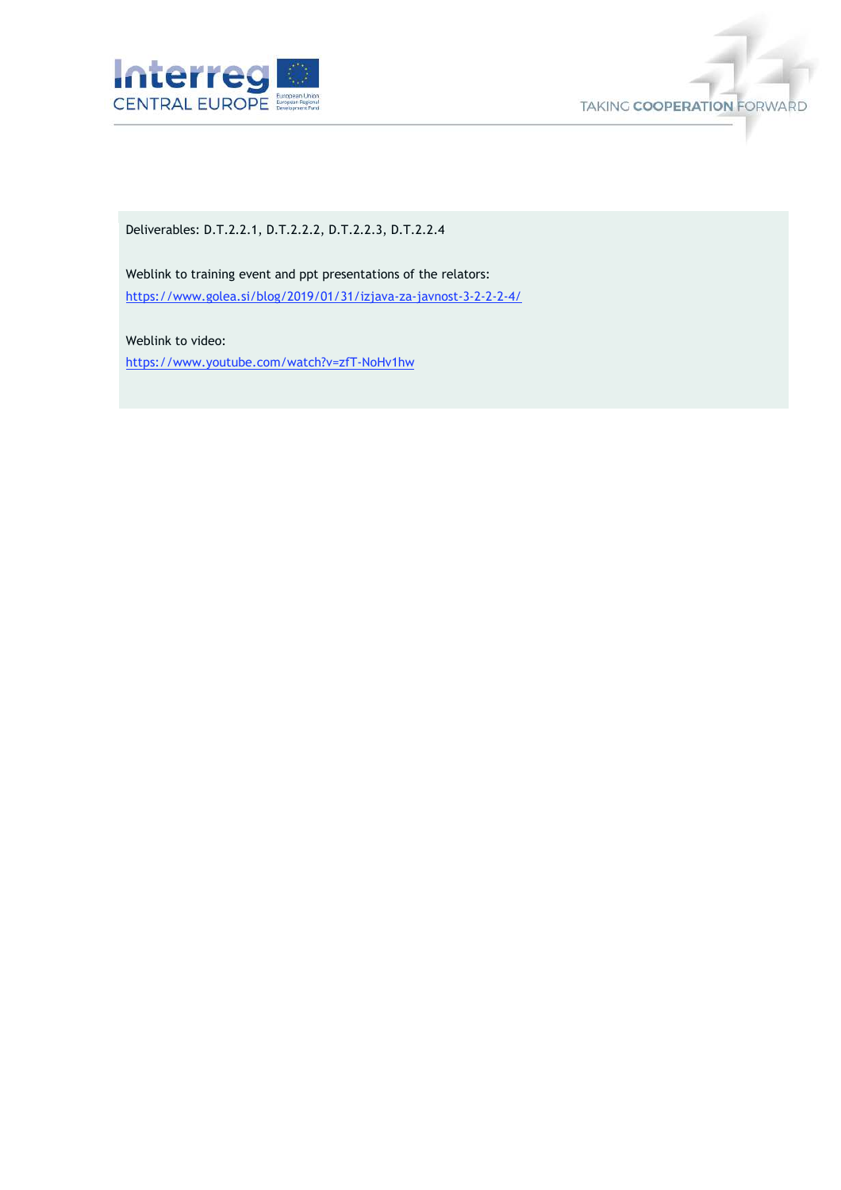Deliverables: D.T.2.2.1, D.T.2.2.2, D.T.2.2.3, D.T.2.2.4

Weblink to training event and ppt presentations of the relators:
https://www.golea.si/blog/2019/01/31/izjava-za-javnost-3-2-2-2-4/

Weblink to video:
https://www.youtube.com/watch?v=zfT-NoHv1hw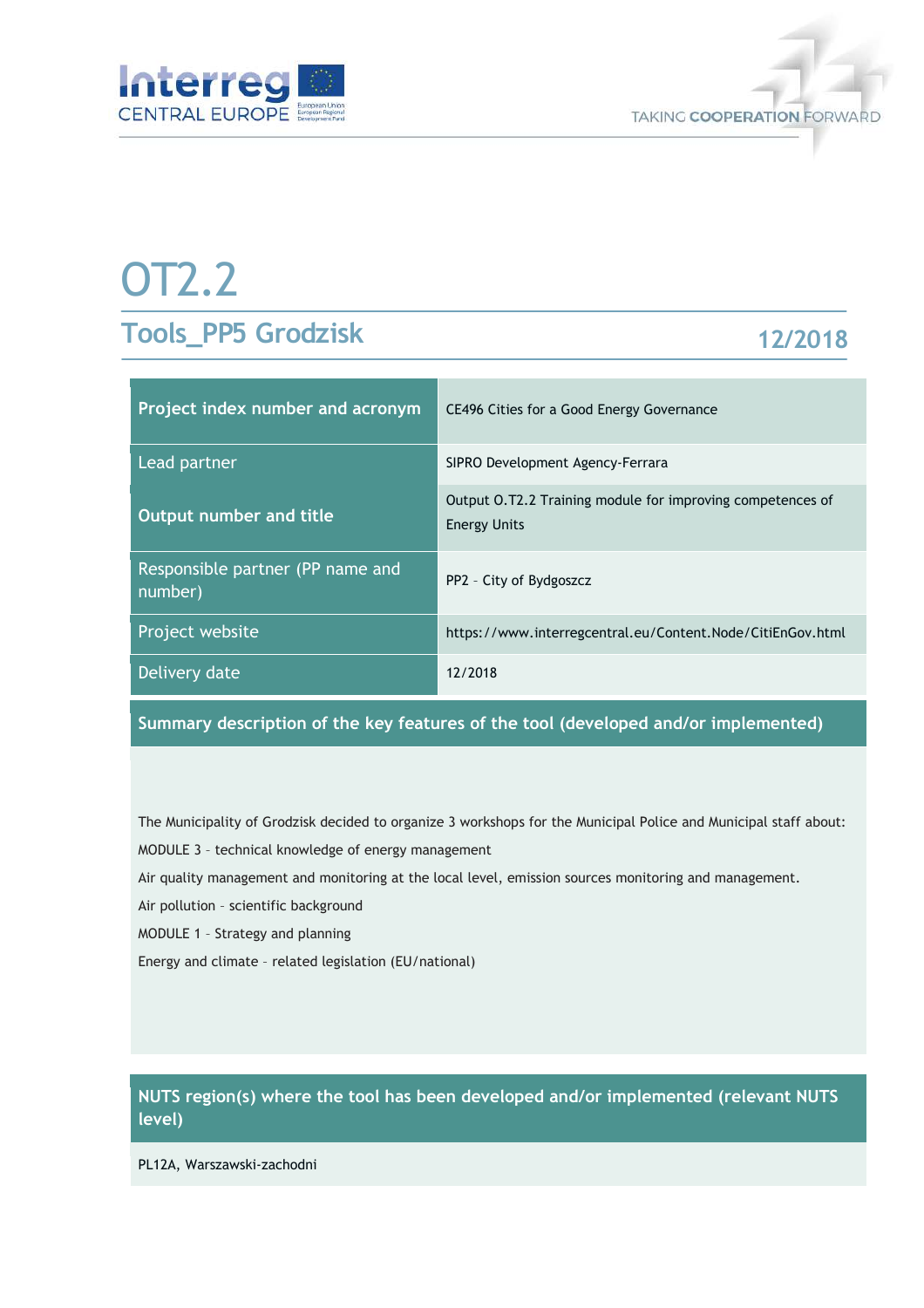# OT2.2

## Tools_PP5 Grodzisk

12/2018

| Project index number and acronym | CE496 Cities for a Good Energy Governance |
|---|---|
| Lead partner | SIPRO Development Agency-Ferrara |
| Output number and title | Output O.T2.2 Training module for improving competences of Energy Units |
| Responsible partner (PP name and number) | PP2 – City of Bydgoszcz |
| Project website | https://www.interregcentral.eu/Content.Node/CitiEnGov.html |
| Delivery date | 12/2018 |

**Summary description of the key features of the tool (developed and/or implemented)**

The Municipality of Grodzisk decided to organize 3 workshops for the Municipal Police and Municipal staff about:

MODULE 3 – technical knowledge of energy management

Air quality management and monitoring at the local level, emission sources monitoring and management.

Air pollution – scientific background

MODULE 1 – Strategy and planning

Energy and climate – related legislation (EU/national)

**NUTS region(s) where the tool has been developed and/or implemented (relevant NUTS level)**

PL12A, Warszawski-zachodni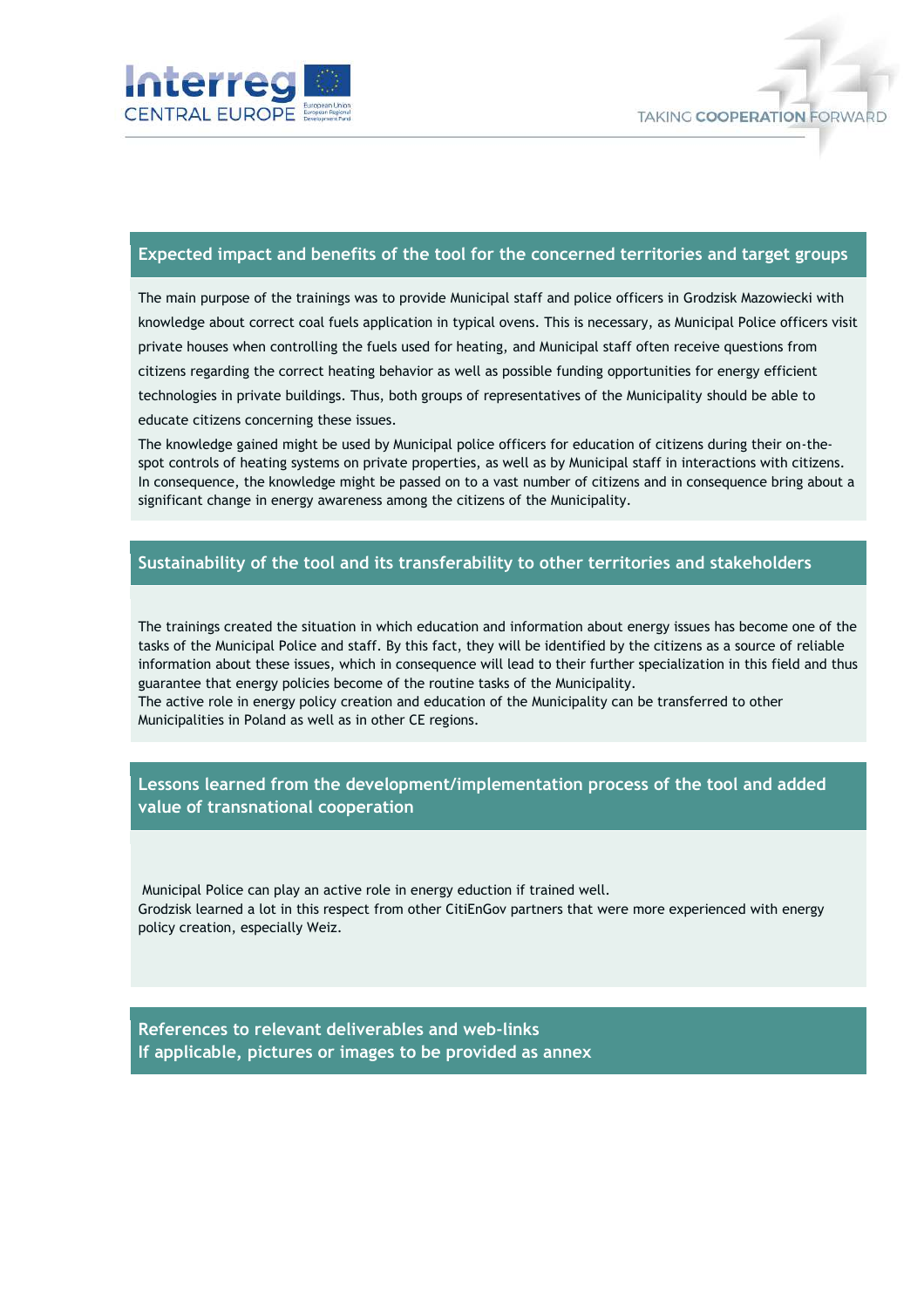## Expected impact and benefits of the tool for the concerned territories and target groups

The main purpose of the trainings was to provide Municipal staff and police officers in Grodzisk Mazowiecki with knowledge about correct coal fuels application in typical ovens. This is necessary, as Municipal Police officers visit private houses when controlling the fuels used for heating, and Municipal staff often receive questions from citizens regarding the correct heating behavior as well as possible funding opportunities for energy efficient technologies in private buildings. Thus, both groups of representatives of the Municipality should be able to educate citizens concerning these issues.

The knowledge gained might be used by Municipal police officers for education of citizens during their on-the-spot controls of heating systems on private properties, as well as by Municipal staff in interactions with citizens. In consequence, the knowledge might be passed on to a vast number of citizens and in consequence bring about a significant change in energy awareness among the citizens of the Municipality.

## Sustainability of the tool and its transferability to other territories and stakeholders

The trainings created the situation in which education and information about energy issues has become one of the tasks of the Municipal Police and staff. By this fact, they will be identified by the citizens as a source of reliable information about these issues, which in consequence will lead to their further specialization in this field and thus guarantee that energy policies become of the routine tasks of the Municipality.

The active role in energy policy creation and education of the Municipality can be transferred to other Municipalities in Poland as well as in other CE regions.

## Lessons learned from the development/implementation process of the tool and added value of transnational cooperation

Municipal Police can play an active role in energy eduction if trained well.

Grodzisk learned a lot in this respect from other CitiEnGov partners that were more experienced with energy policy creation, especially Weiz.

## References to relevant deliverables and web-links
## If applicable, pictures or images to be provided as annex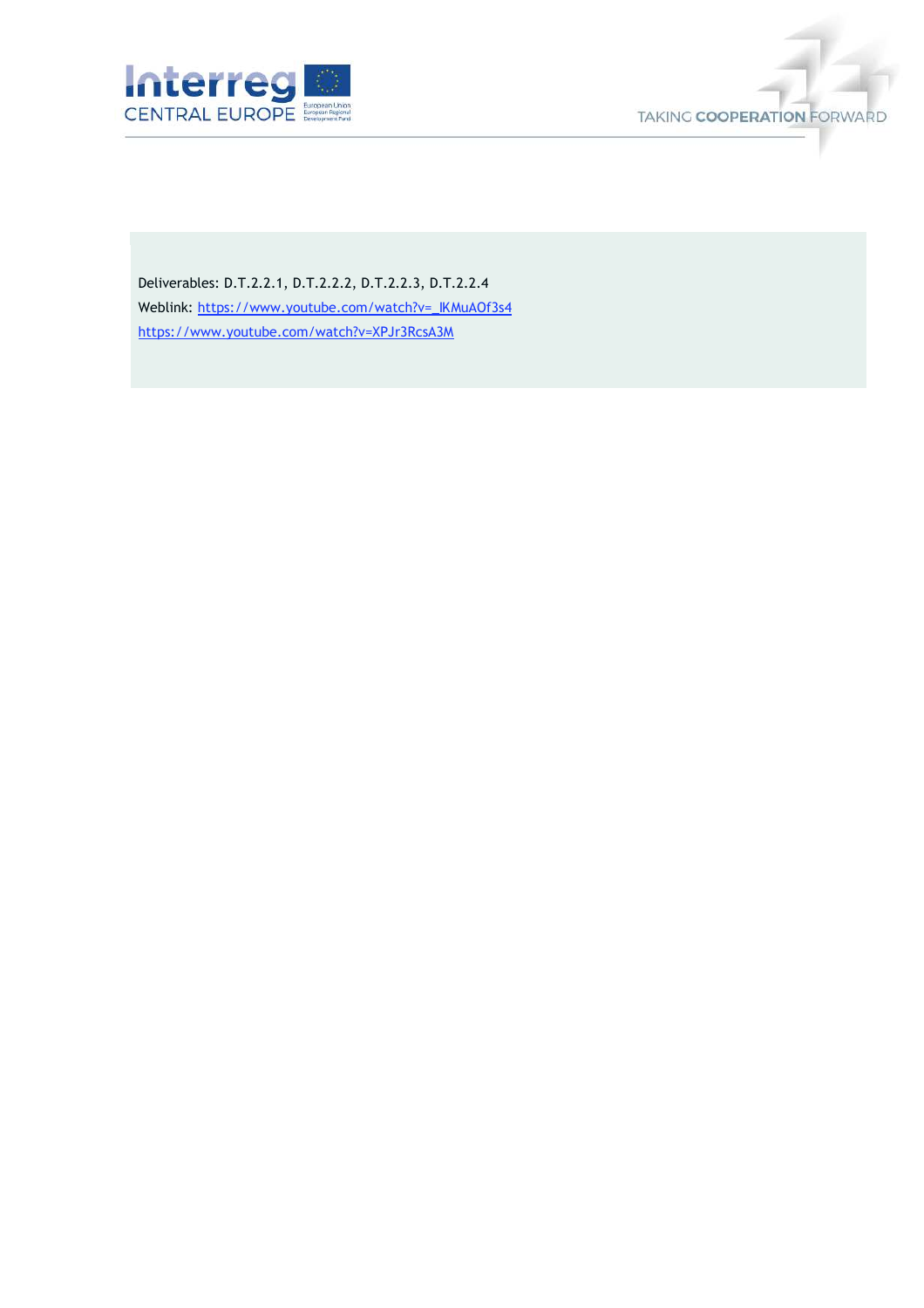Deliverables: D.T.2.2.1, D.T.2.2.2, D.T.2.2.3, D.T.2.2.4

Weblink: https://www.youtube.com/watch?v=_lKMuAOf3s4

https://www.youtube.com/watch?v=XPJr3RcsA3M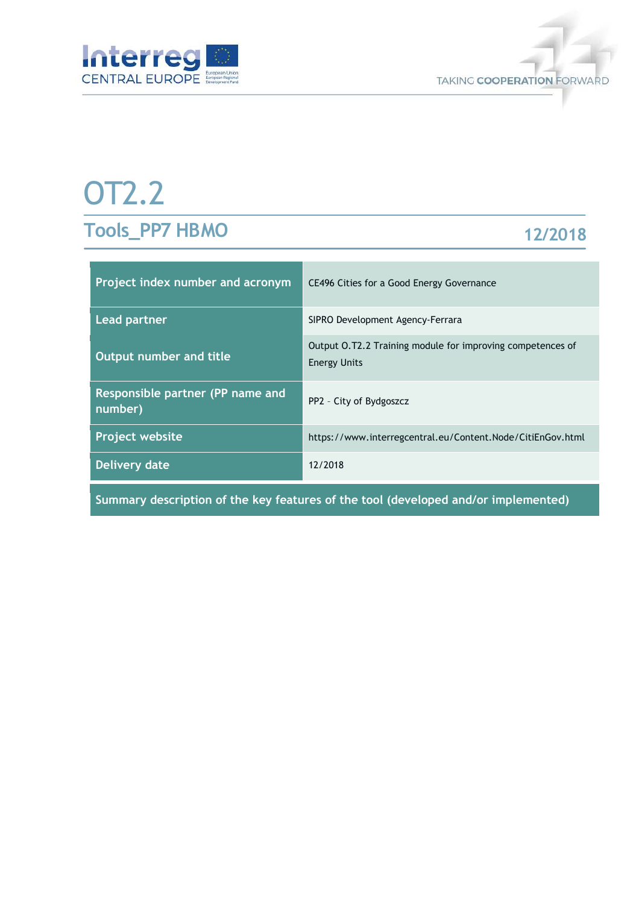# OT2.2

## Tools_PP7 HBMO

12/2018

| Project index number and acronym | CE496 Cities for a Good Energy Governance |
|---|---|
| Lead partner | SIPRO Development Agency-Ferrara |
| Output number and title | Output O.T2.2 Training module for improving competences of Energy Units |
| Responsible partner (PP name and number) | PP2 – City of Bydgoszcz |
| Project website | https://www.interregcentral.eu/Content.Node/CitiEnGov.html |
| Delivery date | 12/2018 |

**Summary description of the key features of the tool (developed and/or implemented)**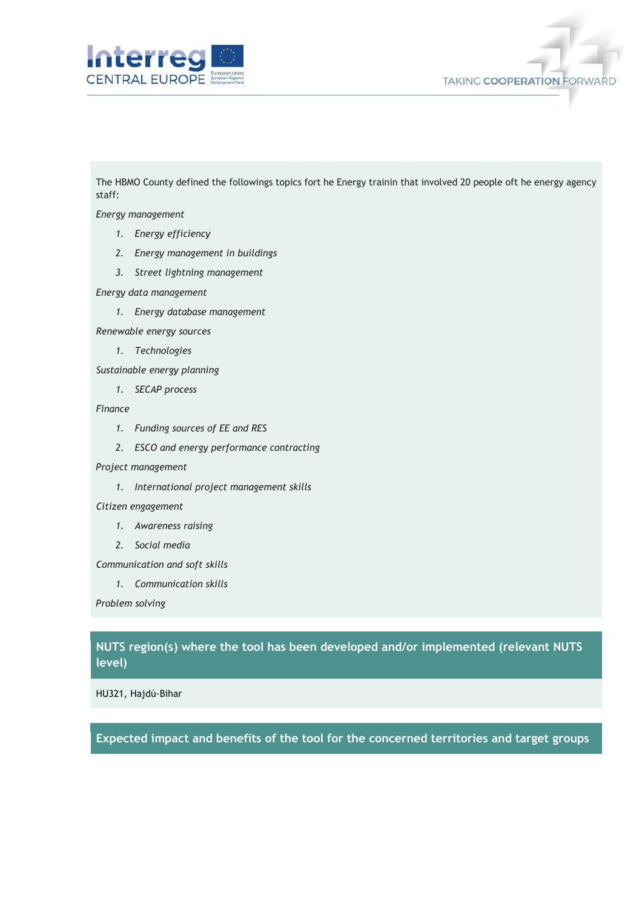The HBMO County defined the followings topics fort he Energy trainin that involved 20 people oft he energy agency staff:

*Energy management*

1. *Energy efficiency*
2. *Energy management in buildings*
3. *Street lightning management*

*Energy data management*

1. *Energy database management*

*Renewable energy sources*

1. *Technologies*

*Sustainable energy planning*

1. *SECAP process*

*Finance*

1. *Funding sources of EE and RES*
2. *ESCO and energy performance contracting*

*Project management*

1. *International project management skills*

*Citizen engagement*

1. *Awareness raising*
2. *Social media*

*Communication and soft skills*

1. *Communication skills*

*Problem solving*

## NUTS region(s) where the tool has been developed and/or implemented (relevant NUTS level)

HU321, Hajdú-Bihar

## Expected impact and benefits of the tool for the concerned territories and target groups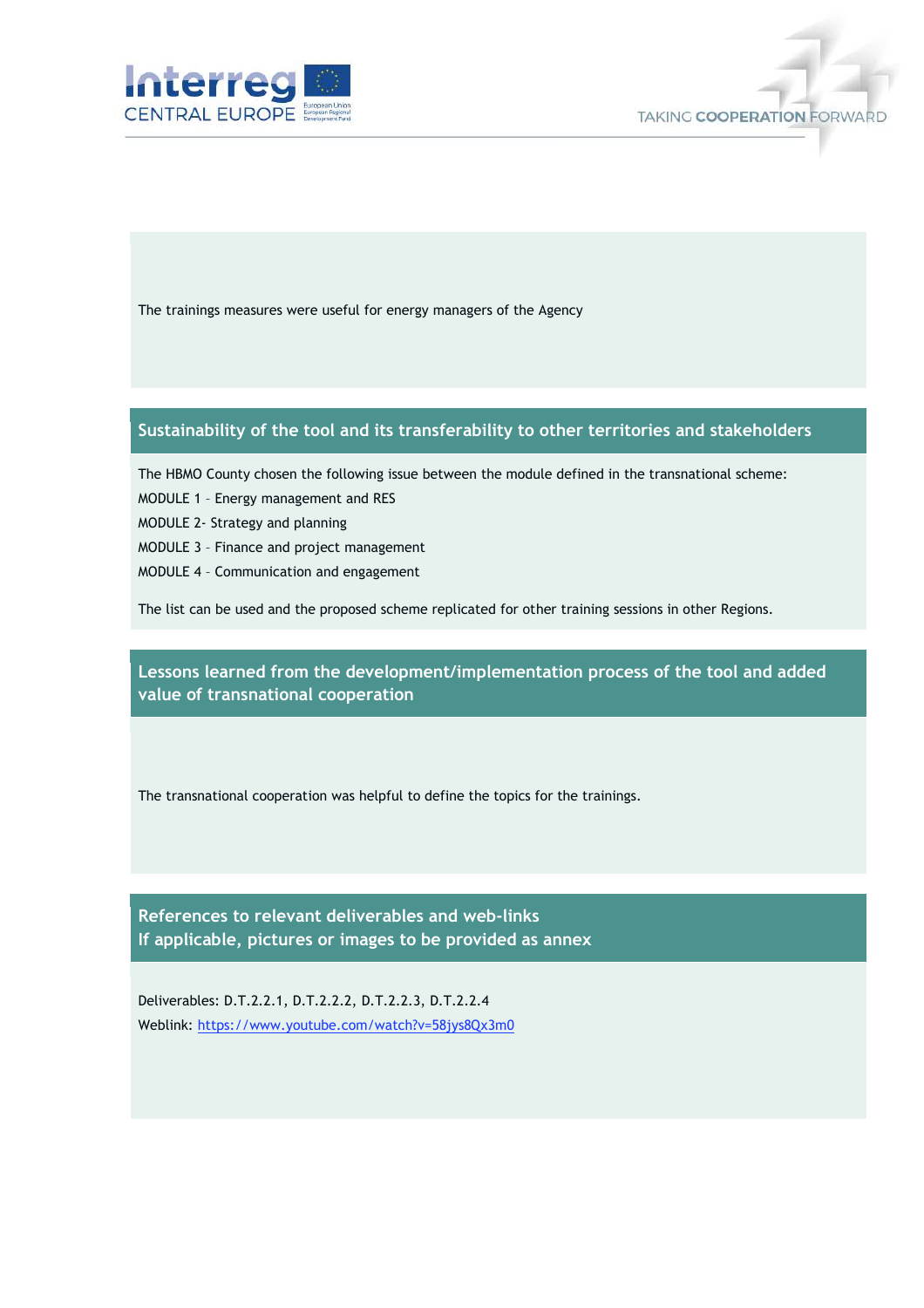The trainings measures were useful for energy managers of the Agency

## Sustainability of the tool and its transferability to other territories and stakeholders

The HBMO County chosen the following issue between the module defined in the transnational scheme:

MODULE 1 – Energy management and RES

MODULE 2- Strategy and planning

MODULE 3 – Finance and project management

MODULE 4 – Communication and engagement

The list can be used and the proposed scheme replicated for other training sessions in other Regions.

## Lessons learned from the development/implementation process of the tool and added value of transnational cooperation

The transnational cooperation was helpful to define the topics for the trainings.

## References to relevant deliverables and web-links
## If applicable, pictures or images to be provided as annex

Deliverables: D.T.2.2.1, D.T.2.2.2, D.T.2.2.3, D.T.2.2.4

Weblink: https://www.youtube.com/watch?v=58jys8Qx3m0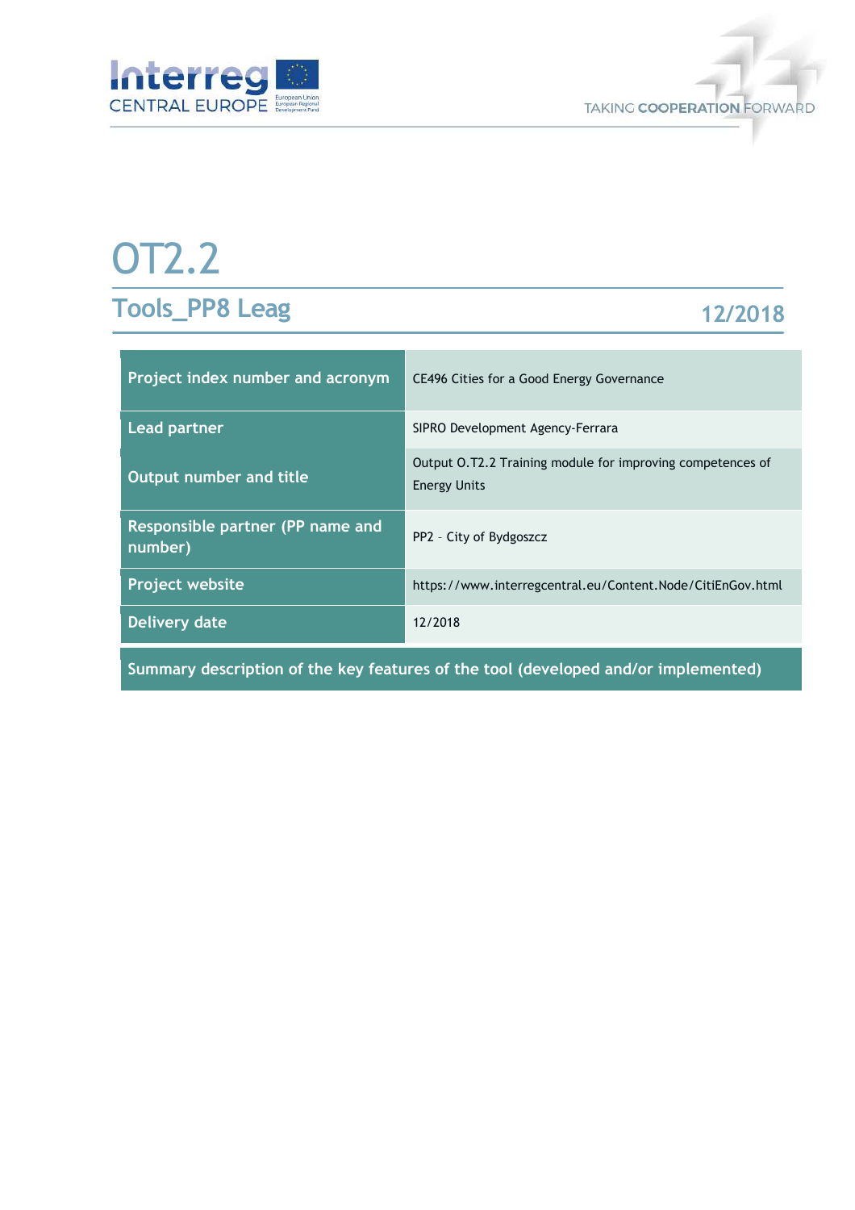# OT2.2

## Tools_PP8 Leag

**12/2018**

| Project index number and acronym | CE496 Cities for a Good Energy Governance |
|---|---|
| Lead partner | SIPRO Development Agency-Ferrara |
| Output number and title | Output O.T2.2 Training module for improving competences of Energy Units |
| Responsible partner (PP name and number) | PP2 – City of Bydgoszcz |
| Project website | https://www.interregcentral.eu/Content.Node/CitiEnGov.html |
| Delivery date | 12/2018 |

| Summary description of the key features of the tool (developed and/or implemented) |
|---|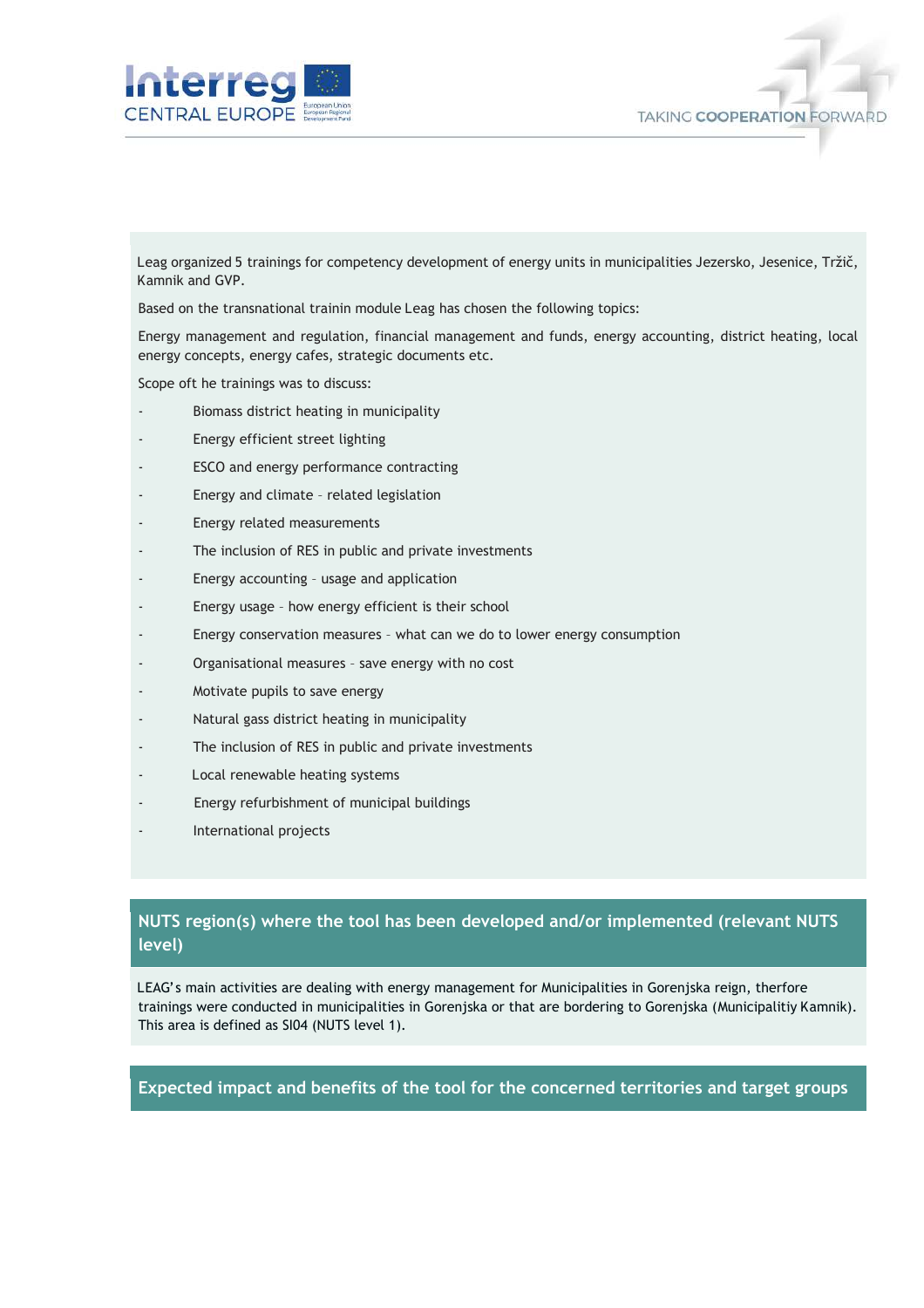Leag organized 5 trainings for competency development of energy units in municipalities Jezersko, Jesenice, Tržič, Kamnik and GVP.

Based on the transnational trainin module Leag has chosen the following topics:

Energy management and regulation, financial management and funds, energy accounting, district heating, local energy concepts, energy cafes, strategic documents etc.

Scope oft he trainings was to discuss:

- Biomass district heating in municipality
- Energy efficient street lighting
- ESCO and energy performance contracting
- Energy and climate – related legislation
- Energy related measurements
- The inclusion of RES in public and private investments
- Energy accounting – usage and application
- Energy usage – how energy efficient is their school
- Energy conservation measures – what can we do to lower energy consumption
- Organisational measures – save energy with no cost
- Motivate pupils to save energy
- Natural gass district heating in municipality
- The inclusion of RES in public and private investments
- Local renewable heating systems
- Energy refurbishment of municipal buildings
- International projects

## NUTS region(s) where the tool has been developed and/or implemented (relevant NUTS level)

LEAG's main activities are dealing with energy management for Municipalities in Gorenjska reign, therfore trainings were conducted in municipalities in Gorenjska or that are bordering to Gorenjska (Municipalitiy Kamnik). This area is defined as SI04 (NUTS level 1).

## Expected impact and benefits of the tool for the concerned territories and target groups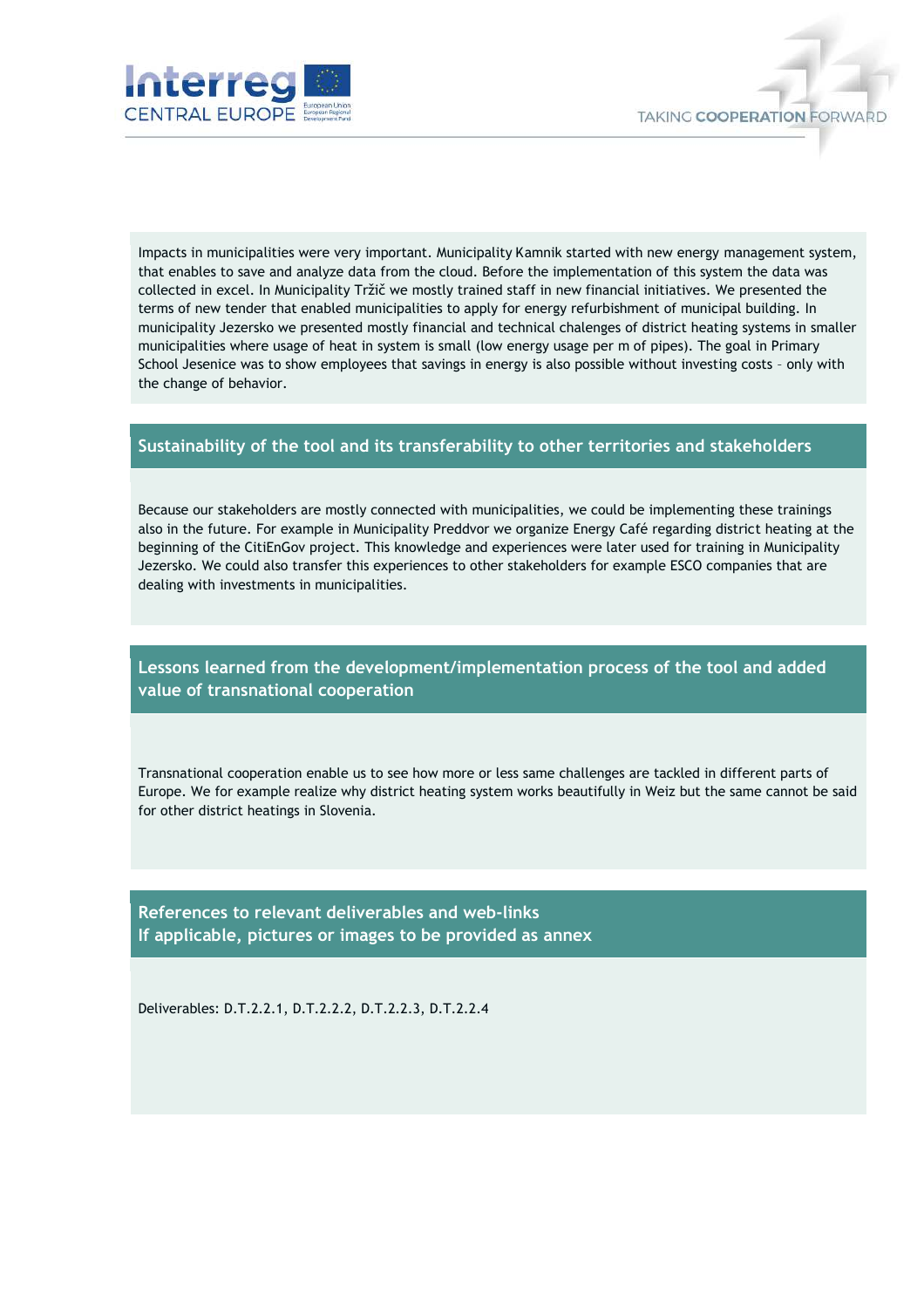Impacts in municipalities were very important. Municipality Kamnik started with new energy management system, that enables to save and analyze data from the cloud. Before the implementation of this system the data was collected in excel. In Municipality Tržič we mostly trained staff in new financial initiatives. We presented the terms of new tender that enabled municipalities to apply for energy refurbishment of municipal building. In municipality Jezersko we presented mostly financial and technical chalenges of district heating systems in smaller municipalities where usage of heat in system is small (low energy usage per m of pipes). The goal in Primary School Jesenice was to show employees that savings in energy is also possible without investing costs – only with the change of behavior.

## Sustainability of the tool and its transferability to other territories and stakeholders

Because our stakeholders are mostly connected with municipalities, we could be implementing these trainings also in the future. For example in Municipality Preddvor we organize Energy Café regarding district heating at the beginning of the CitiEnGov project. This knowledge and experiences were later used for training in Municipality Jezersko. We could also transfer this experiences to other stakeholders for example ESCO companies that are dealing with investments in municipalities.

## Lessons learned from the development/implementation process of the tool and added value of transnational cooperation

Transnational cooperation enable us to see how more or less same challenges are tackled in different parts of Europe. We for example realize why district heating system works beautifully in Weiz but the same cannot be said for other district heatings in Slovenia.

## References to relevant deliverables and web-links
## If applicable, pictures or images to be provided as annex

Deliverables: D.T.2.2.1, D.T.2.2.2, D.T.2.2.3, D.T.2.2.4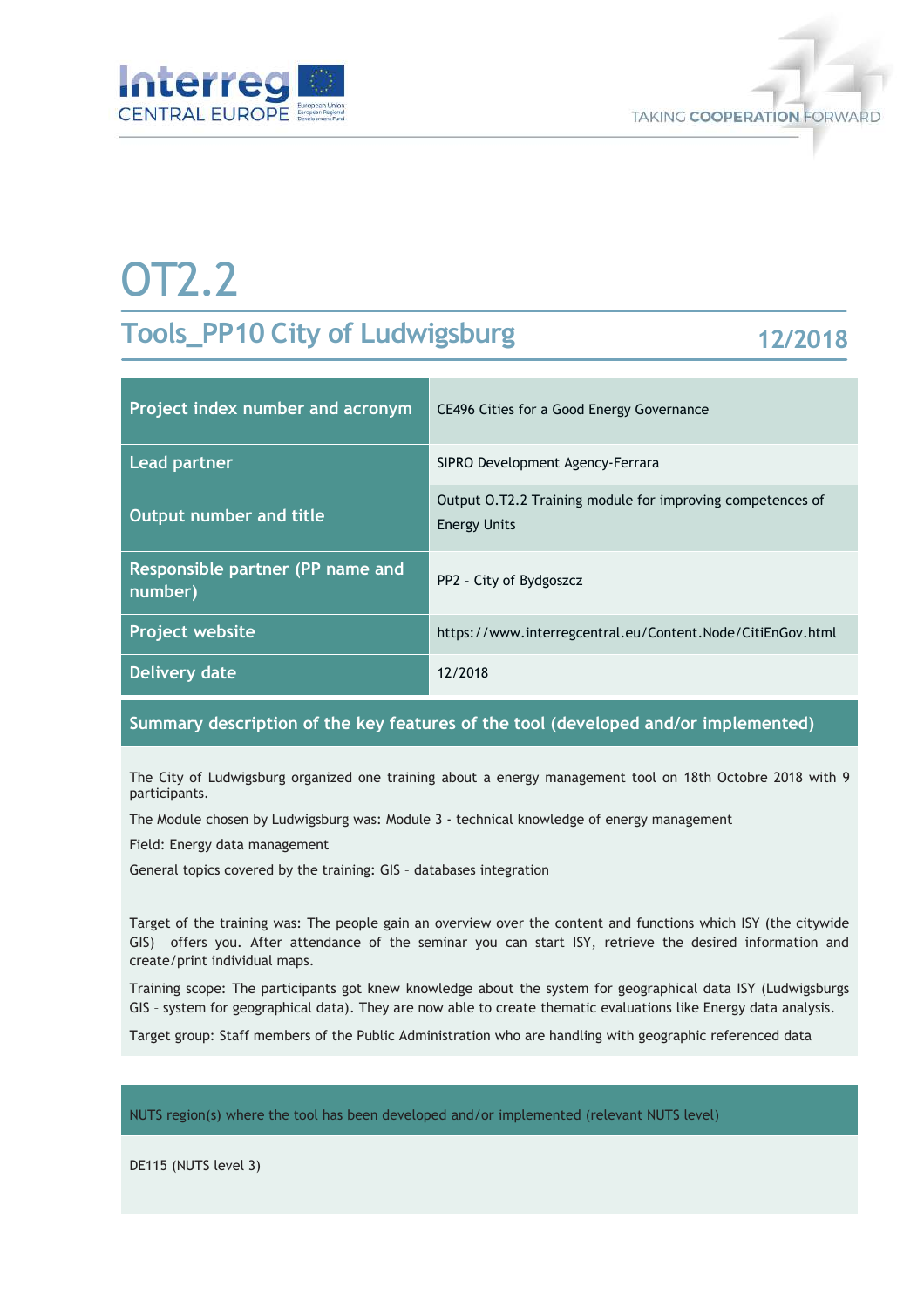# OT2.2

## Tools_PP10 City of Ludwigsburg

12/2018

| Project index number and acronym | CE496 Cities for a Good Energy Governance |
| --- | --- |
| Lead partner | SIPRO Development Agency-Ferrara |
| Output number and title | Output O.T2.2 Training module for improving competences of Energy Units |
| Responsible partner (PP name and number) | PP2 – City of Bydgoszcz |
| Project website | https://www.interregcentral.eu/Content.Node/CitiEnGov.html |
| Delivery date | 12/2018 |

### Summary description of the key features of the tool (developed and/or implemented)

The City of Ludwigsburg organized one training about a energy management tool on 18th Octobre 2018 with 9 participants.

The Module chosen by Ludwigsburg was: Module 3 - technical knowledge of energy management

Field: Energy data management

General topics covered by the training: GIS – databases integration

Target of the training was: The people gain an overview over the content and functions which ISY (the citywide GIS) offers you. After attendance of the seminar you can start ISY, retrieve the desired information and create/print individual maps.

Training scope: The participants got knew knowledge about the system for geographical data ISY (Ludwigsburgs GIS – system for geographical data). They are now able to create thematic evaluations like Energy data analysis.

Target group: Staff members of the Public Administration who are handling with geographic referenced data

### NUTS region(s) where the tool has been developed and/or implemented (relevant NUTS level)

DE115 (NUTS level 3)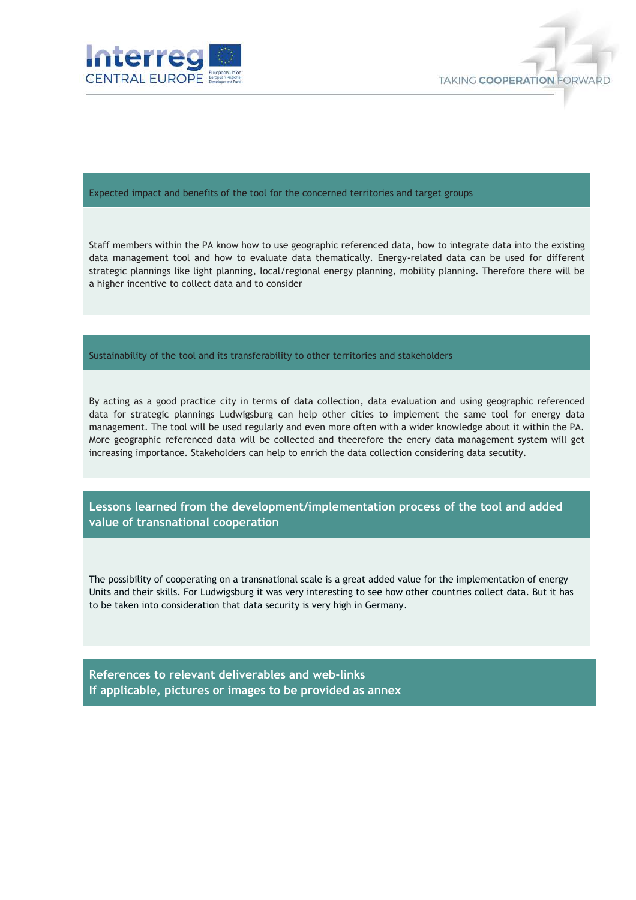## Expected impact and benefits of the tool for the concerned territories and target groups

Staff members within the PA know how to use geographic referenced data, how to integrate data into the existing data management tool and how to evaluate data thematically. Energy-related data can be used for different strategic plannings like light planning, local/regional energy planning, mobility planning. Therefore there will be a higher incentive to collect data and to consider

## Sustainability of the tool and its transferability to other territories and stakeholders

By acting as a good practice city in terms of data collection, data evaluation and using geographic referenced data for strategic plannings Ludwigsburg can help other cities to implement the same tool for energy data management. The tool will be used regularly and even more often with a wider knowledge about it within the PA. More geographic referenced data will be collected and theerefore the enery data management system will get increasing importance. Stakeholders can help to enrich the data collection considering data secutity.

## Lessons learned from the development/implementation process of the tool and added value of transnational cooperation

The possibility of cooperating on a transnational scale is a great added value for the implementation of energy Units and their skills. For Ludwigsburg it was very interesting to see how other countries collect data. But it has to be taken into consideration that data security is very high in Germany.

## References to relevant deliverables and web-links
## If applicable, pictures or images to be provided as annex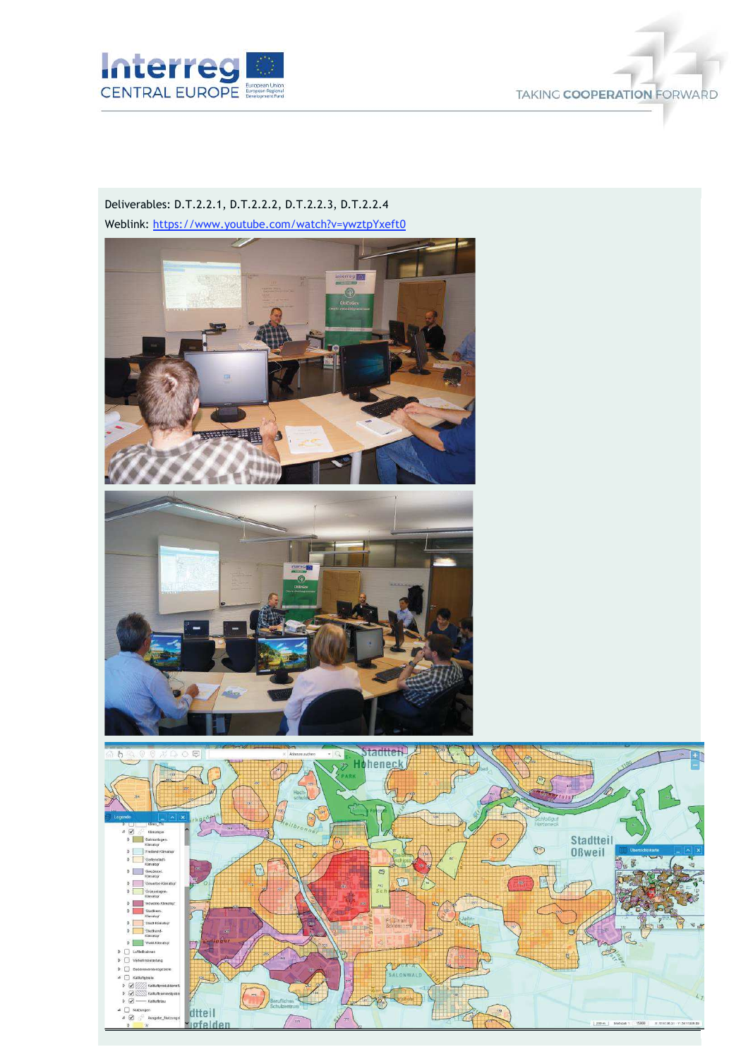Deliverables: D.T.2.2.1, D.T.2.2.2, D.T.2.2.3, D.T.2.2.4

Weblink: https://www.youtube.com/watch?v=ywztpYxeft0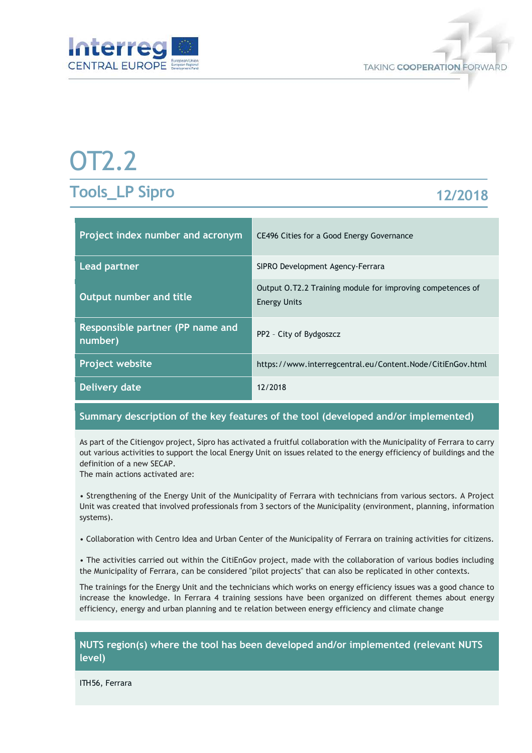# OT2.2

## Tools_LP Sipro

12/2018

| Project index number and acronym | CE496 Cities for a Good Energy Governance |
| --- | --- |
| Lead partner | SIPRO Development Agency-Ferrara |
| Output number and title | Output O.T2.2 Training module for improving competences of Energy Units |
| Responsible partner (PP name and number) | PP2 – City of Bydgoszcz |
| Project website | https://www.interregcentral.eu/Content.Node/CitiEnGov.html |
| Delivery date | 12/2018 |

### Summary description of the key features of the tool (developed and/or implemented)

As part of the Citiengov project, Sipro has activated a fruitful collaboration with the Municipality of Ferrara to carry out various activities to support the local Energy Unit on issues related to the energy efficiency of buildings and the definition of a new SECAP.
The main actions activated are:

• Strengthening of the Energy Unit of the Municipality of Ferrara with technicians from various sectors. A Project Unit was created that involved professionals from 3 sectors of the Municipality (environment, planning, information systems).

• Collaboration with Centro Idea and Urban Center of the Municipality of Ferrara on training activities for citizens.

• The activities carried out within the CitiEnGov project, made with the collaboration of various bodies including the Municipality of Ferrara, can be considered "pilot projects" that can also be replicated in other contexts.

The trainings for the Energy Unit and the technicians which works on energy efficiency issues was a good chance to increase the knowledge. In Ferrara 4 training sessions have been organized on different themes about energy efficiency, energy and urban planning and te relation between energy efficiency and climate change

### NUTS region(s) where the tool has been developed and/or implemented (relevant NUTS level)

ITH56, Ferrara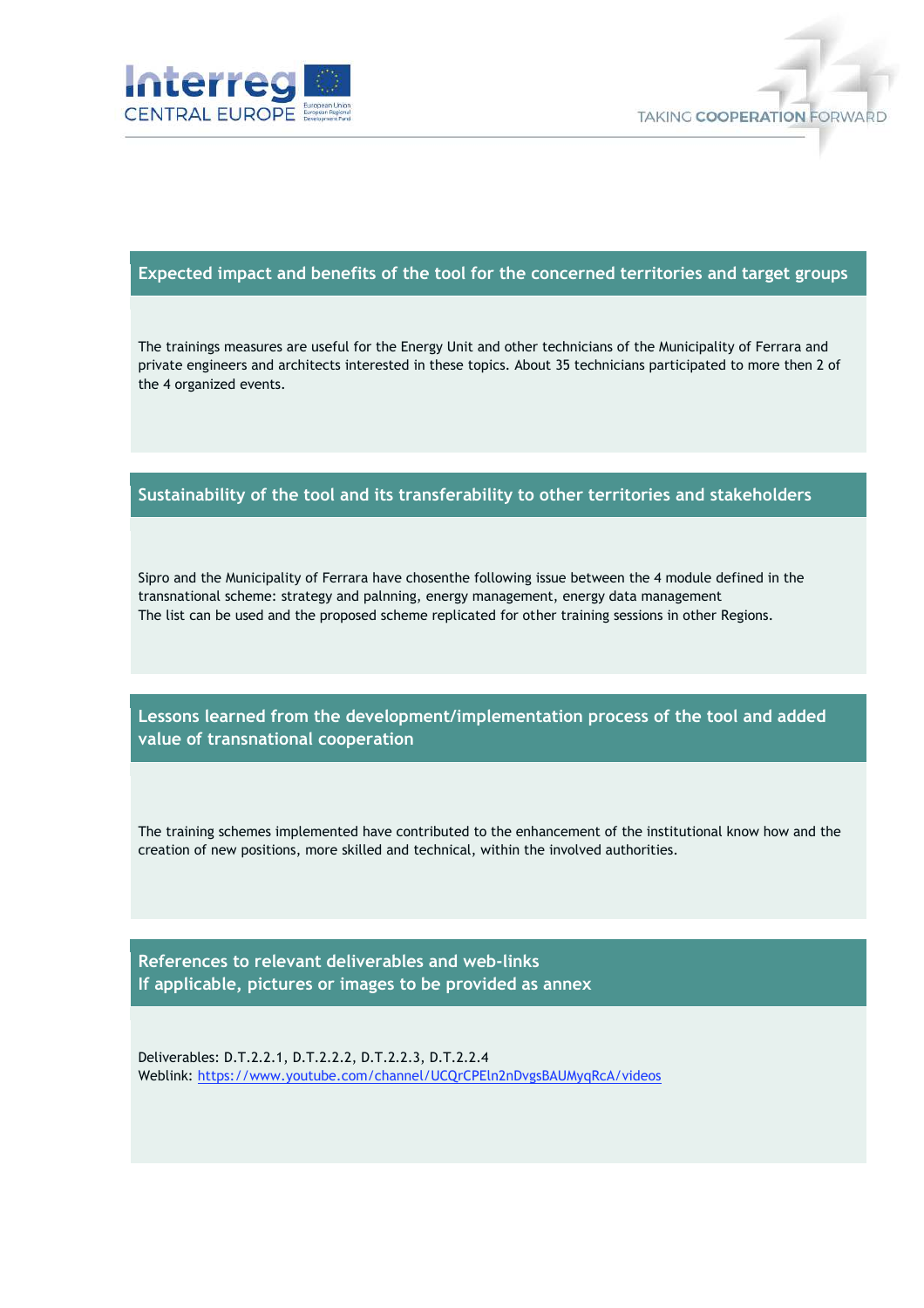## Expected impact and benefits of the tool for the concerned territories and target groups

The trainings measures are useful for the Energy Unit and other technicians of the Municipality of Ferrara and private engineers and architects interested in these topics. About 35 technicians participated to more then 2 of the 4 organized events.

## Sustainability of the tool and its transferability to other territories and stakeholders

Sipro and the Municipality of Ferrara have chosenthe following issue between the 4 module defined in the transnational scheme: strategy and palnning, energy management, energy data management
The list can be used and the proposed scheme replicated for other training sessions in other Regions.

## Lessons learned from the development/implementation process of the tool and added value of transnational cooperation

The training schemes implemented have contributed to the enhancement of the institutional know how and the creation of new positions, more skilled and technical, within the involved authorities.

## References to relevant deliverables and web-links
## If applicable, pictures or images to be provided as annex

Deliverables: D.T.2.2.1, D.T.2.2.2, D.T.2.2.3, D.T.2.2.4
Weblink: https://www.youtube.com/channel/UCQrCPEln2nDvgsBAUMyqRcA/videos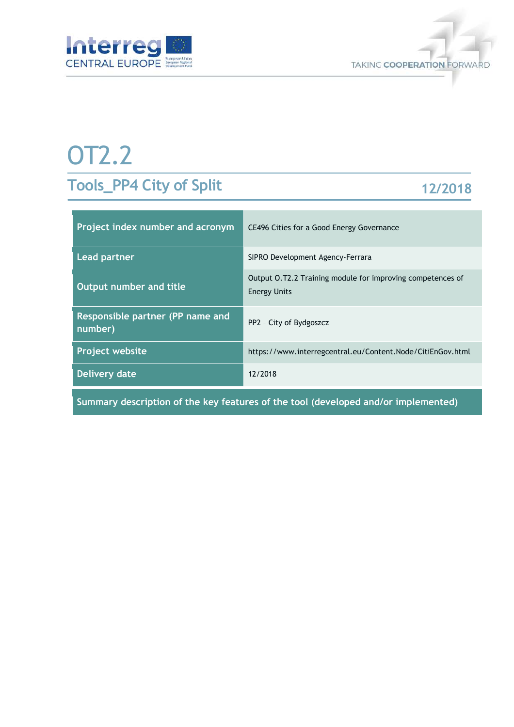# OT2.2

## Tools_PP4 City of Split

12/2018

| Project index number and acronym | CE496 Cities for a Good Energy Governance |
|---|---|
| Lead partner | SIPRO Development Agency-Ferrara |
| Output number and title | Output O.T2.2 Training module for improving competences of Energy Units |
| Responsible partner (PP name and number) | PP2 – City of Bydgoszcz |
| Project website | https://www.interregcentral.eu/Content.Node/CitiEnGov.html |
| Delivery date | 12/2018 |

**Summary description of the key features of the tool (developed and/or implemented)**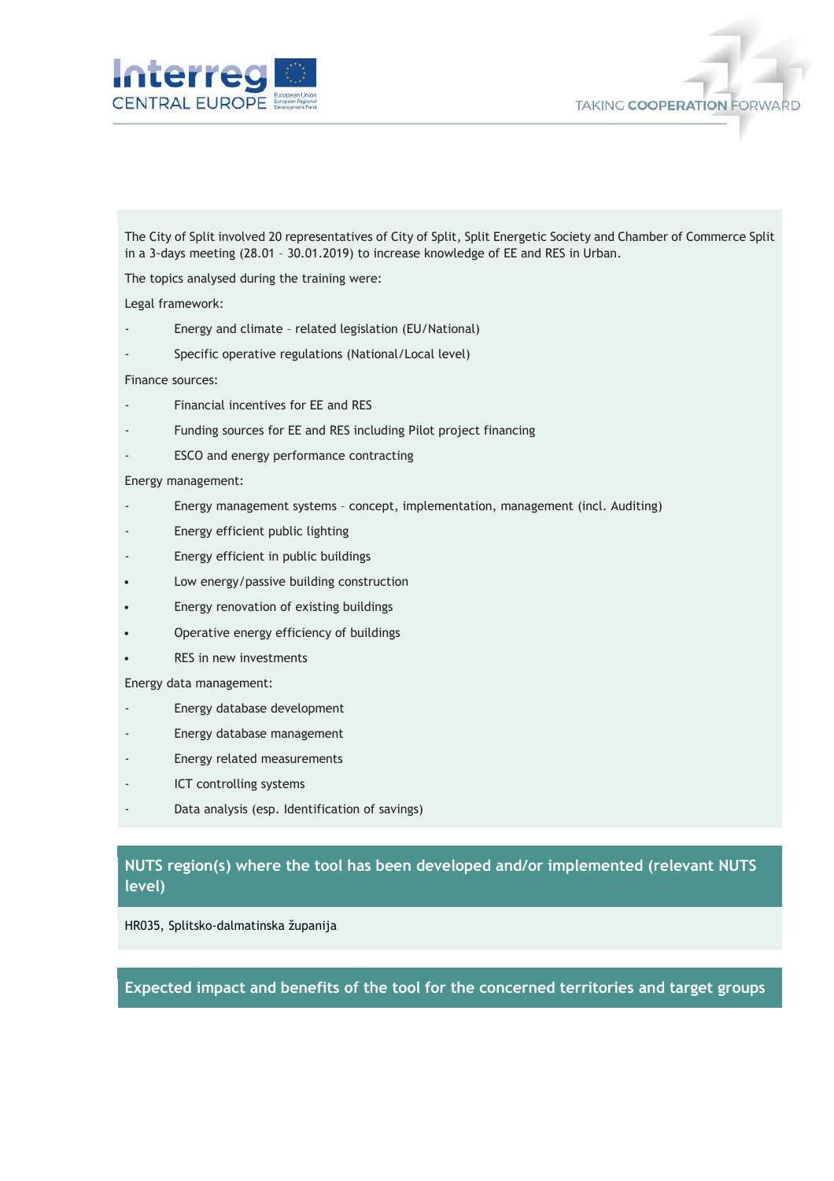The City of Split involved 20 representatives of City of Split, Split Energetic Society and Chamber of Commerce Split in a 3-days meeting (28.01 – 30.01.2019) to increase knowledge of EE and RES in Urban.

The topics analysed during the training were:

Legal framework:

- Energy and climate – related legislation (EU/National)
- Specific operative regulations (National/Local level)

Finance sources:

- Financial incentives for EE and RES
- Funding sources for EE and RES including Pilot project financing
- ESCO and energy performance contracting

Energy management:

- Energy management systems – concept, implementation, management (incl. Auditing)
- Energy efficient public lighting
- Energy efficient in public buildings
- Low energy/passive building construction
- Energy renovation of existing buildings
- Operative energy efficiency of buildings
- RES in new investments

Energy data management:

- Energy database development
- Energy database management
- Energy related measurements
- ICT controlling systems
- Data analysis (esp. Identification of savings)

## NUTS region(s) where the tool has been developed and/or implemented (relevant NUTS level)

HR035, Splitsko-dalmatinska županija

## Expected impact and benefits of the tool for the concerned territories and target groups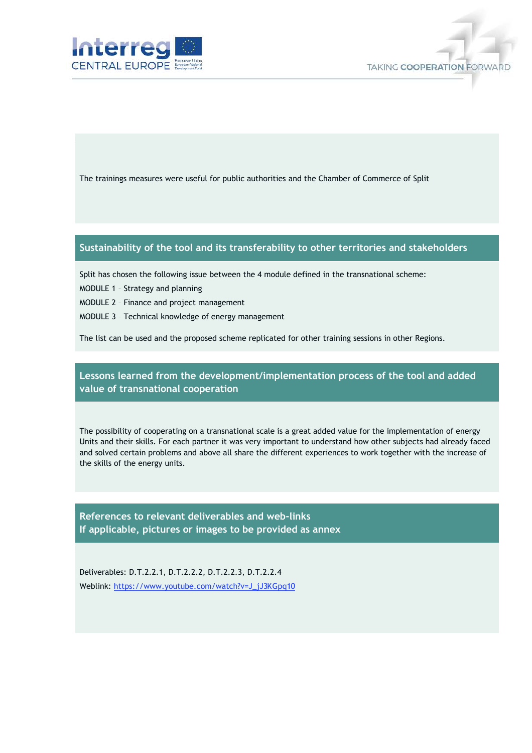The trainings measures were useful for public authorities and the Chamber of Commerce of Split

## Sustainability of the tool and its transferability to other territories and stakeholders

Split has chosen the following issue between the 4 module defined in the transnational scheme:

MODULE 1 – Strategy and planning

MODULE 2 – Finance and project management

MODULE 3 – Technical knowledge of energy management

The list can be used and the proposed scheme replicated for other training sessions in other Regions.

## Lessons learned from the development/implementation process of the tool and added value of transnational cooperation

The possibility of cooperating on a transnational scale is a great added value for the implementation of energy Units and their skills. For each partner it was very important to understand how other subjects had already faced and solved certain problems and above all share the different experiences to work together with the increase of the skills of the energy units.

## References to relevant deliverables and web-links
## If applicable, pictures or images to be provided as annex

Deliverables: D.T.2.2.1, D.T.2.2.2, D.T.2.2.3, D.T.2.2.4

Weblink: https://www.youtube.com/watch?v=J_jJ3KGpq10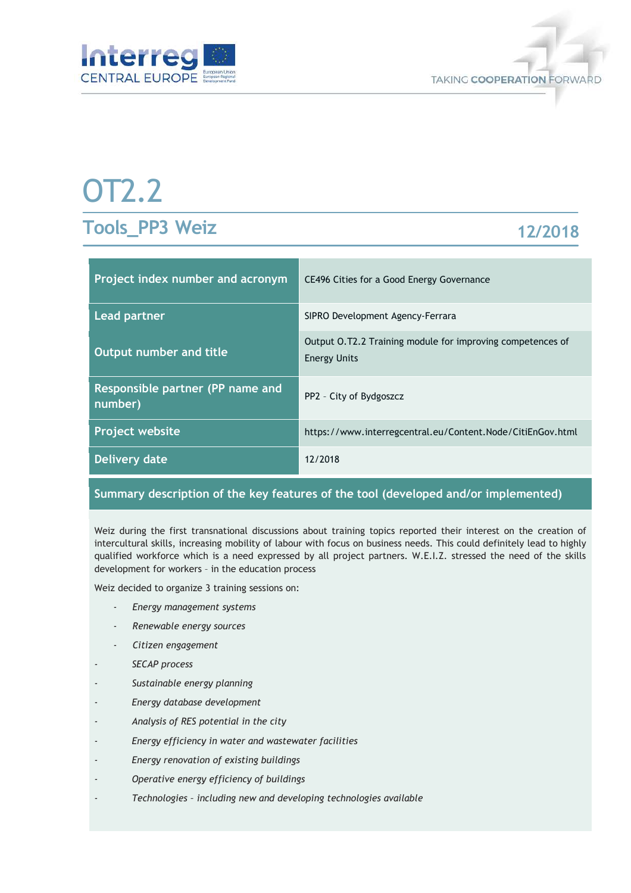# OT2.2

## Tools_PP3 Weiz

**12/2018**

| Project index number and acronym | CE496 Cities for a Good Energy Governance |
|---|---|
| Lead partner | SIPRO Development Agency-Ferrara |
| Output number and title | Output O.T2.2 Training module for improving competences of Energy Units |
| Responsible partner (PP name and number) | PP2 – City of Bydgoszcz |
| Project website | https://www.interregcentral.eu/Content.Node/CitiEnGov.html |
| Delivery date | 12/2018 |

### Summary description of the key features of the tool (developed and/or implemented)

Weiz during the first transnational discussions about training topics reported their interest on the creation of intercultural skills, increasing mobility of labour with focus on business needs. This could definitely lead to highly qualified workforce which is a need expressed by all project partners. W.E.I.Z. stressed the need of the skills development for workers – in the education process

Weiz decided to organize 3 training sessions on:

- *Energy management systems*
- *Renewable energy sources*
- *Citizen engagement*
- *SECAP process*
- *Sustainable energy planning*
- *Energy database development*
- *Analysis of RES potential in the city*
- *Energy efficiency in water and wastewater facilities*
- *Energy renovation of existing buildings*
- *Operative energy efficiency of buildings*
- *Technologies - including new and developing technologies available*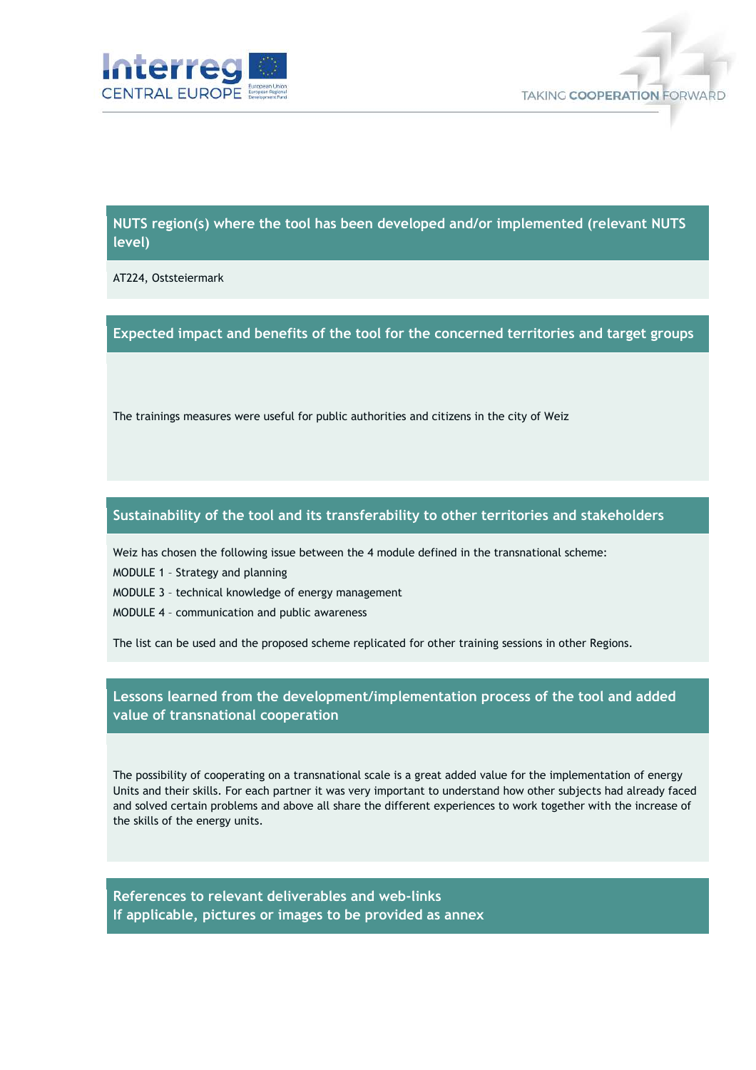## NUTS region(s) where the tool has been developed and/or implemented (relevant NUTS level)

AT224, Oststeiermark

## Expected impact and benefits of the tool for the concerned territories and target groups

The trainings measures were useful for public authorities and citizens in the city of Weiz

## Sustainability of the tool and its transferability to other territories and stakeholders

Weiz has chosen the following issue between the 4 module defined in the transnational scheme:

MODULE 1 – Strategy and planning

MODULE 3 – technical knowledge of energy management

MODULE 4 – communication and public awareness

The list can be used and the proposed scheme replicated for other training sessions in other Regions.

## Lessons learned from the development/implementation process of the tool and added value of transnational cooperation

The possibility of cooperating on a transnational scale is a great added value for the implementation of energy Units and their skills. For each partner it was very important to understand how other subjects had already faced and solved certain problems and above all share the different experiences to work together with the increase of the skills of the energy units.

## References to relevant deliverables and web-links
## If applicable, pictures or images to be provided as annex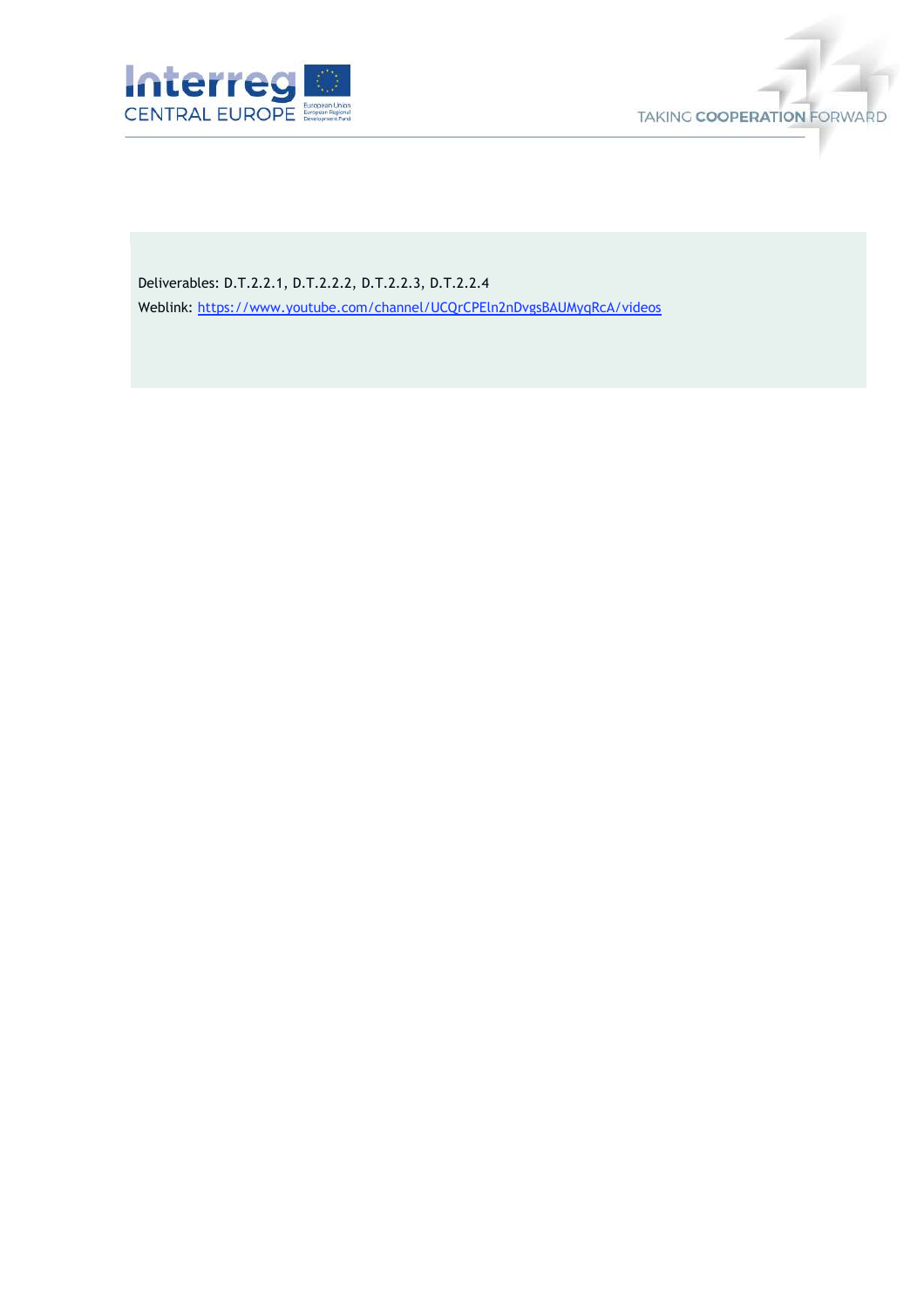Deliverables: D.T.2.2.1, D.T.2.2.2, D.T.2.2.3, D.T.2.2.4

Weblink: [https://www.youtube.com/channel/UCQrCPEln2nDvgsBAUMyqRcA/videos](https://www.youtube.com/channel/UCQrCPEln2nDvgsBAUMyqRcA/videos)